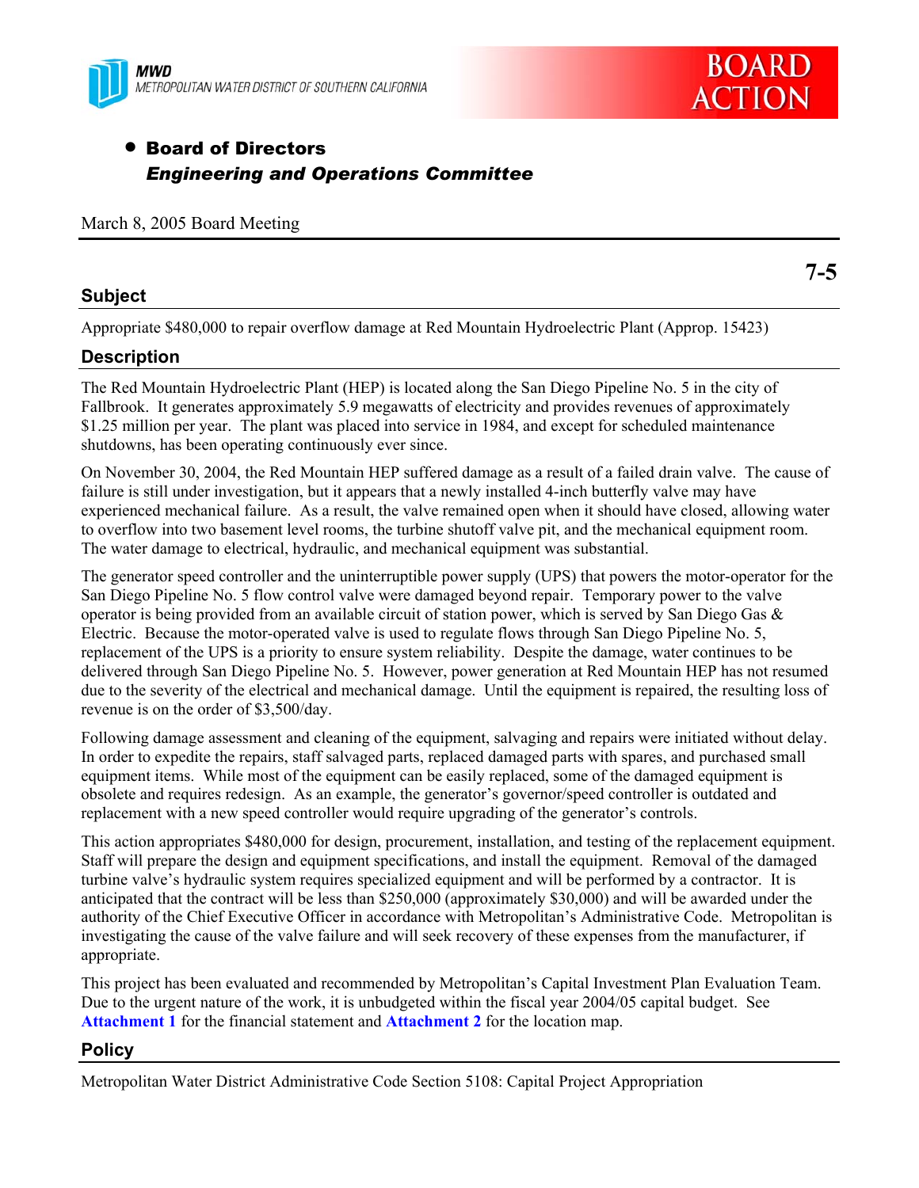**MWD**
*METROPOLITAN WATER DISTRICT OF SOUTHERN CALIFORNIA*

**BOARD ACTION**

- **Board of Directors**
  ***Engineering and Operations Committee***

March 8, 2005 Board Meeting

**7-5**

## Subject

Appropriate $480,000 to repair overflow damage at Red Mountain Hydroelectric Plant (Approp. 15423)

## Description

The Red Mountain Hydroelectric Plant (HEP) is located along the San Diego Pipeline No. 5 in the city of Fallbrook. It generates approximately 5.9 megawatts of electricity and provides revenues of approximately $1.25 million per year. The plant was placed into service in 1984, and except for scheduled maintenance shutdowns, has been operating continuously ever since.

On November 30, 2004, the Red Mountain HEP suffered damage as a result of a failed drain valve. The cause of failure is still under investigation, but it appears that a newly installed 4-inch butterfly valve may have experienced mechanical failure. As a result, the valve remained open when it should have closed, allowing water to overflow into two basement level rooms, the turbine shutoff valve pit, and the mechanical equipment room. The water damage to electrical, hydraulic, and mechanical equipment was substantial.

The generator speed controller and the uninterruptible power supply (UPS) that powers the motor-operator for the San Diego Pipeline No. 5 flow control valve were damaged beyond repair. Temporary power to the valve operator is being provided from an available circuit of station power, which is served by San Diego Gas & Electric. Because the motor-operated valve is used to regulate flows through San Diego Pipeline No. 5, replacement of the UPS is a priority to ensure system reliability. Despite the damage, water continues to be delivered through San Diego Pipeline No. 5. However, power generation at Red Mountain HEP has not resumed due to the severity of the electrical and mechanical damage. Until the equipment is repaired, the resulting loss of revenue is on the order of $3,500/day.

Following damage assessment and cleaning of the equipment, salvaging and repairs were initiated without delay. In order to expedite the repairs, staff salvaged parts, replaced damaged parts with spares, and purchased small equipment items. While most of the equipment can be easily replaced, some of the damaged equipment is obsolete and requires redesign. As an example, the generator's governor/speed controller is outdated and replacement with a new speed controller would require upgrading of the generator's controls.

This action appropriates $480,000 for design, procurement, installation, and testing of the replacement equipment. Staff will prepare the design and equipment specifications, and install the equipment. Removal of the damaged turbine valve's hydraulic system requires specialized equipment and will be performed by a contractor. It is anticipated that the contract will be less than $250,000 (approximately $30,000) and will be awarded under the authority of the Chief Executive Officer in accordance with Metropolitan's Administrative Code. Metropolitan is investigating the cause of the valve failure and will seek recovery of these expenses from the manufacturer, if appropriate.

This project has been evaluated and recommended by Metropolitan's Capital Investment Plan Evaluation Team. Due to the urgent nature of the work, it is unbudgeted within the fiscal year 2004/05 capital budget. See **Attachment 1** for the financial statement and **Attachment 2** for the location map.

## Policy

Metropolitan Water District Administrative Code Section 5108: Capital Project Appropriation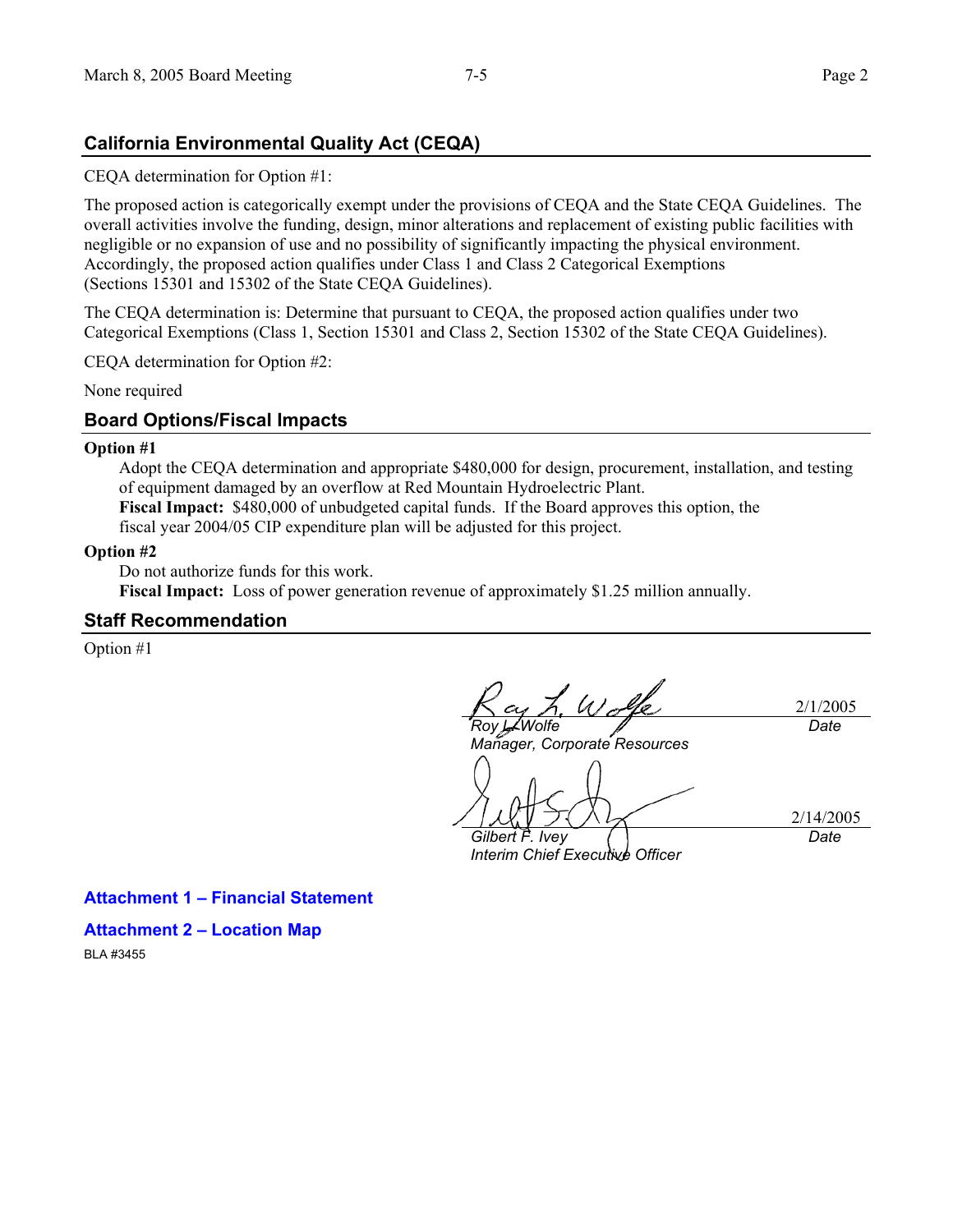## California Environmental Quality Act (CEQA)

CEQA determination for Option #1:

The proposed action is categorically exempt under the provisions of CEQA and the State CEQA Guidelines. The overall activities involve the funding, design, minor alterations and replacement of existing public facilities with negligible or no expansion of use and no possibility of significantly impacting the physical environment. Accordingly, the proposed action qualifies under Class 1 and Class 2 Categorical Exemptions (Sections 15301 and 15302 of the State CEQA Guidelines).

The CEQA determination is: Determine that pursuant to CEQA, the proposed action qualifies under two Categorical Exemptions (Class 1, Section 15301 and Class 2, Section 15302 of the State CEQA Guidelines).

CEQA determination for Option #2:

None required

## Board Options/Fiscal Impacts

**Option #1**

Adopt the CEQA determination and appropriate $480,000 for design, procurement, installation, and testing of equipment damaged by an overflow at Red Mountain Hydroelectric Plant.
**Fiscal Impact:** $480,000 of unbudgeted capital funds. If the Board approves this option, the fiscal year 2004/05 CIP expenditure plan will be adjusted for this project.

**Option #2**

Do not authorize funds for this work.
**Fiscal Impact:** Loss of power generation revenue of approximately $1.25 million annually.

## Staff Recommendation

Option #1

*Roy L. Wolfe* — 2/1/2005
*Manager, Corporate Resources* — *Date*

*Gilbert F. Ivey* — 2/14/2005
*Interim Chief Executive Officer* — *Date*

**Attachment 1 – Financial Statement**

**Attachment 2 – Location Map**

BLA #3455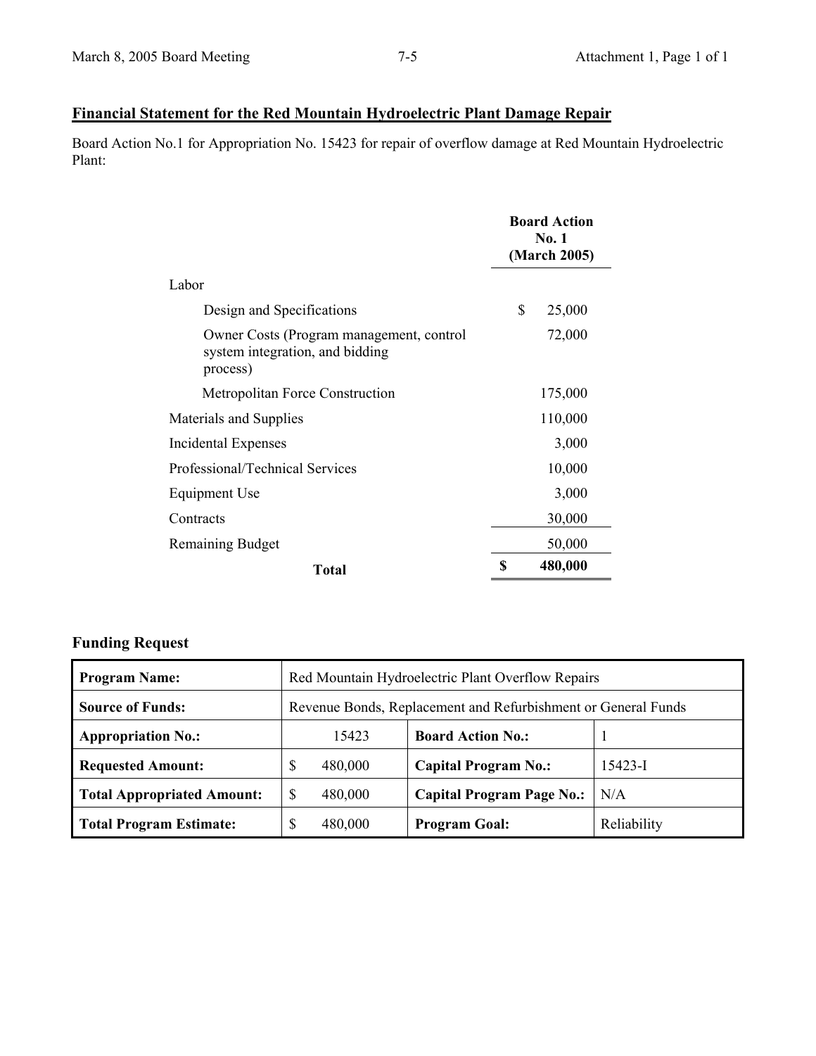## Financial Statement for the Red Mountain Hydroelectric Plant Damage Repair

Board Action No.1 for Appropriation No. 15423 for repair of overflow damage at Red Mountain Hydroelectric Plant:

| | Board Action No. 1 (March 2005) |
|---|---|
| Labor | |
| Design and Specifications | $ 25,000 |
| Owner Costs (Program management, control system integration, and bidding process) | 72,000 |
| Metropolitan Force Construction | 175,000 |
| Materials and Supplies | 110,000 |
| Incidental Expenses | 3,000 |
| Professional/Technical Services | 10,000 |
| Equipment Use | 3,000 |
| Contracts | 30,000 |
| Remaining Budget | 50,000 |
| **Total** | **$ 480,000** |

### Funding Request

| **Program Name:** | Red Mountain Hydroelectric Plant Overflow Repairs | | |
|---|---|---|---|
| **Source of Funds:** | Revenue Bonds, Replacement and Refurbishment or General Funds | | |
| **Appropriation No.:** | 15423 | **Board Action No.:** | 1 |
| **Requested Amount:** | $ 480,000 | **Capital Program No.:** | 15423-I |
| **Total Appropriated Amount:** | $ 480,000 | **Capital Program Page No.:** | N/A |
| **Total Program Estimate:** | $ 480,000 | **Program Goal:** | Reliability |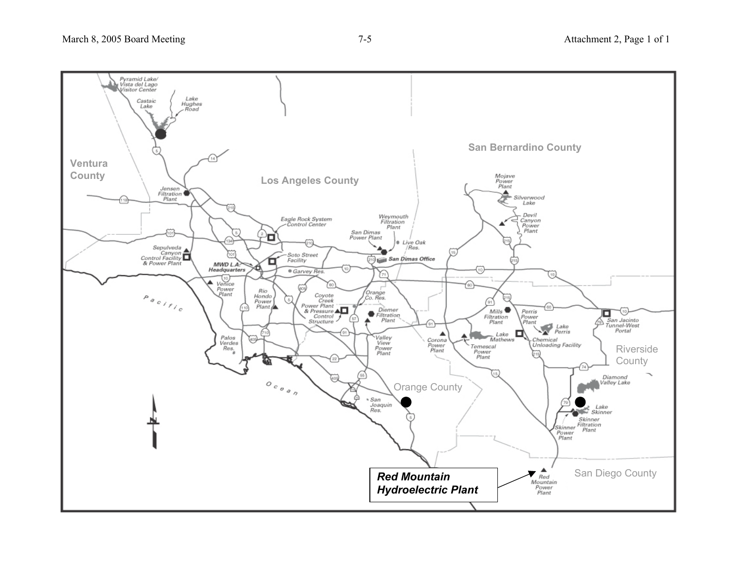Ventura County

Los Angeles County

San Bernardino County

Orange County

Riverside County

San Diego County

Pyramid Lake/ Vista del Lago Visitor Center

Castaic Lake

Lake Hughes Road

Jensen Filtration Plant

Eagle Rock System Control Center

Weymouth Filtration Plant

San Dimas Power Plant

Live Oak Res.

San Dimas Office

Sepulveda Canyon Control Facility & Power Plant

MWD L.A. Headquarters

Soto Street Facility

Garvey Res.

Venice Power Plant

Rio Hondo Power Plant

Coyote Creek Power Plant & Pressure Control Structure

Orange Co. Res.

Diemer Filtration Plant

Valley View Power Plant

Corona Power Plant

Mojave Power Plant

Silverwood Lake

Devil Canyon Power Plant

Mills Filtration Plant

Perris Power Plant

Lake Perris

Lake Mathews

Temescal Power Plant

Chemical Unloading Facility

San Jacinto Tunnel-West Portal

Palos Verdes Res.

Pacific Ocean

San Joaquin Res.

Diamond Valley Lake

Lake Skinner

Skinner Filtration Plant

Skinner Power Plant

Red Mountain Power Plant

N

***Red Mountain Hydroelectric Plant***